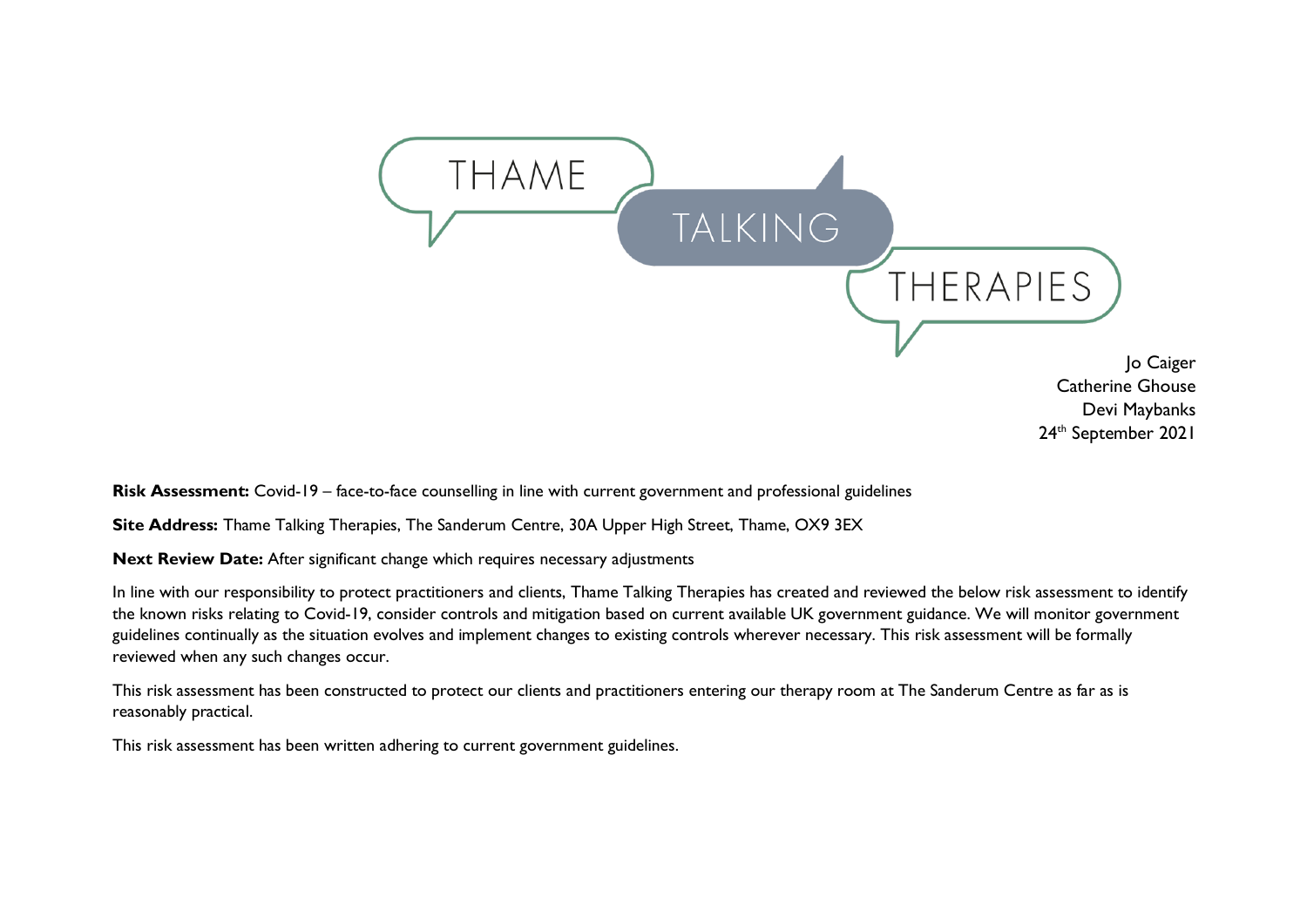THAME TALKING THERAPIES

Jo Caiger
Catherine Ghouse
Devi Maybanks
24th September 2021

**Risk Assessment:** Covid-19 – face-to-face counselling in line with current government and professional guidelines

**Site Address:** Thame Talking Therapies, The Sanderum Centre, 30A Upper High Street, Thame, OX9 3EX

**Next Review Date:** After significant change which requires necessary adjustments

In line with our responsibility to protect practitioners and clients, Thame Talking Therapies has created and reviewed the below risk assessment to identify the known risks relating to Covid-19, consider controls and mitigation based on current available UK government guidance. We will monitor government guidelines continually as the situation evolves and implement changes to existing controls wherever necessary. This risk assessment will be formally reviewed when any such changes occur.

This risk assessment has been constructed to protect our clients and practitioners entering our therapy room at The Sanderum Centre as far as is reasonably practical.

This risk assessment has been written adhering to current government guidelines.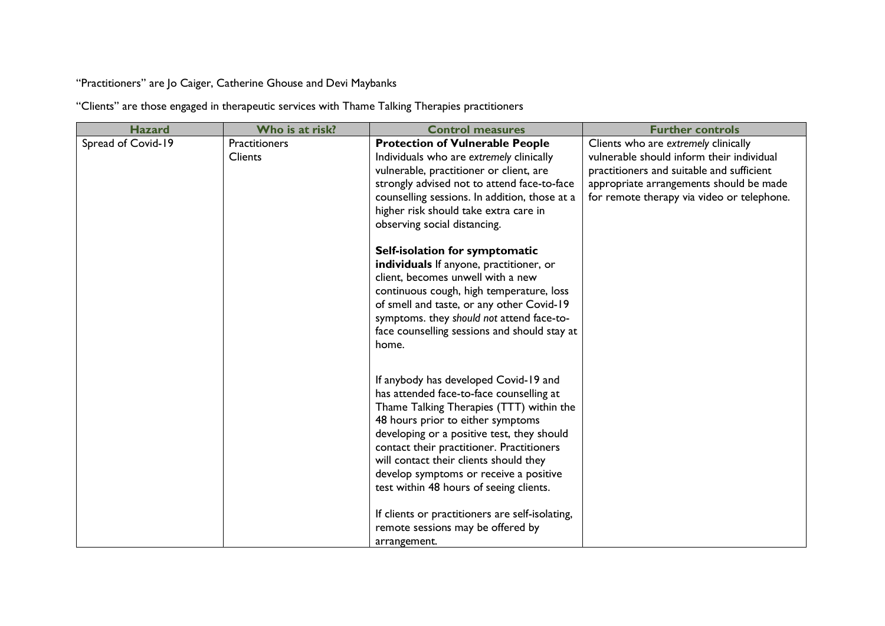"Practitioners" are Jo Caiger, Catherine Ghouse and Devi Maybanks

"Clients" are those engaged in therapeutic services with Thame Talking Therapies practitioners

| Hazard | Who is at risk? | Control measures | Further controls |
| --- | --- | --- | --- |
| Spread of Covid-19 | Practitioners<br>Clients | **Protection of Vulnerable People**<br>Individuals who are *extremely* clinically vulnerable, practitioner or client, are strongly advised not to attend face-to-face counselling sessions. In addition, those at a higher risk should take extra care in observing social distancing.<br><br>**Self-isolation for symptomatic individuals** If anyone, practitioner, or client, becomes unwell with a new continuous cough, high temperature, loss of smell and taste, or any other Covid-19 symptoms. they *should not* attend face-to-face counselling sessions and should stay at home.<br><br>If anybody has developed Covid-19 and has attended face-to-face counselling at Thame Talking Therapies (TTT) within the 48 hours prior to either symptoms developing or a positive test, they should contact their practitioner. Practitioners will contact their clients should they develop symptoms or receive a positive test within 48 hours of seeing clients.<br><br>If clients or practitioners are self-isolating, remote sessions may be offered by arrangement. | Clients who are *extremely* clinically vulnerable should inform their individual practitioners and suitable and sufficient appropriate arrangements should be made for remote therapy via video or telephone. |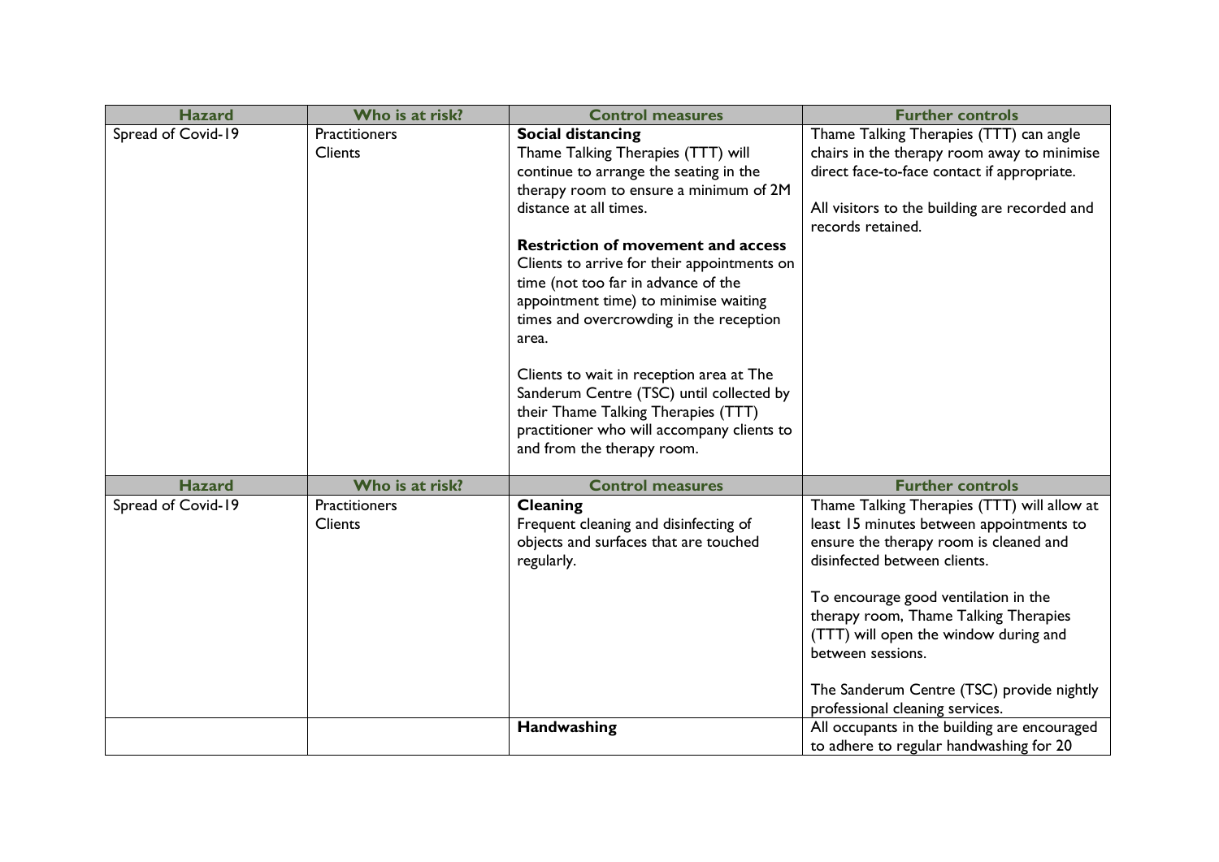| Hazard | Who is at risk? | Control measures | Further controls |
|---|---|---|---|
| Spread of Covid-19 | Practitioners<br>Clients | **Social distancing**<br>Thame Talking Therapies (TTT) will continue to arrange the seating in the therapy room to ensure a minimum of 2M distance at all times.<br><br>**Restriction of movement and access**<br>Clients to arrive for their appointments on time (not too far in advance of the appointment time) to minimise waiting times and overcrowding in the reception area.<br><br>Clients to wait in reception area at The Sanderum Centre (TSC) until collected by their Thame Talking Therapies (TTT) practitioner who will accompany clients to and from the therapy room. | Thame Talking Therapies (TTT) can angle chairs in the therapy room away to minimise direct face-to-face contact if appropriate.<br><br>All visitors to the building are recorded and records retained. |

| Hazard | Who is at risk? | Control measures | Further controls |
|---|---|---|---|
| Spread of Covid-19 | Practitioners<br>Clients | **Cleaning**<br>Frequent cleaning and disinfecting of objects and surfaces that are touched regularly. | Thame Talking Therapies (TTT) will allow at least 15 minutes between appointments to ensure the therapy room is cleaned and disinfected between clients.<br><br>To encourage good ventilation in the therapy room, Thame Talking Therapies (TTT) will open the window during and between sessions.<br><br>The Sanderum Centre (TSC) provide nightly professional cleaning services. |
| | | **Handwashing** | All occupants in the building are encouraged to adhere to regular handwashing for 20 |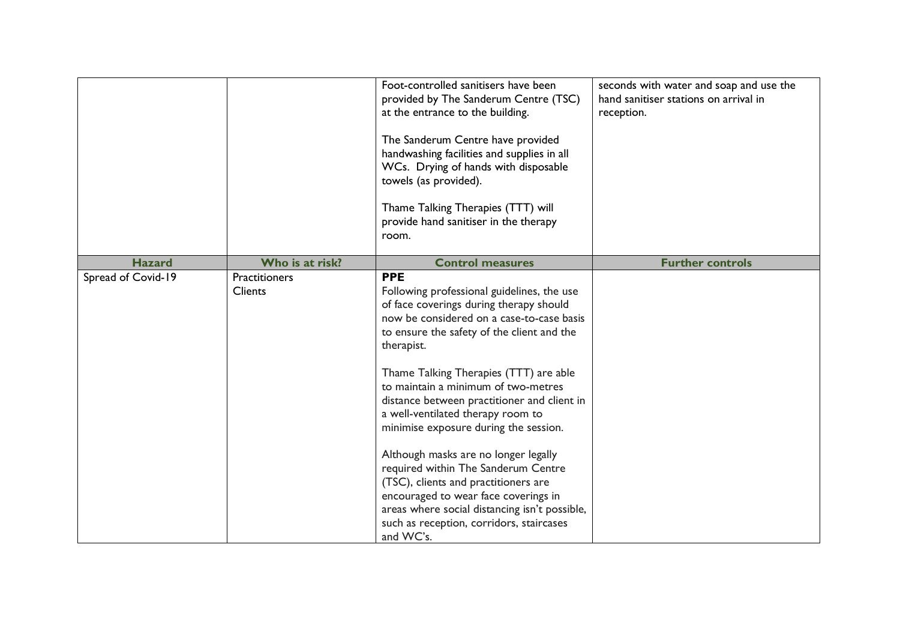| | | | |
|---|---|---|---|
| | | Foot-controlled sanitisers have been provided by The Sanderum Centre (TSC) at the entrance to the building.<br><br>The Sanderum Centre have provided handwashing facilities and supplies in all WCs. Drying of hands with disposable towels (as provided).<br><br>Thame Talking Therapies (TTT) will provide hand sanitiser in the therapy room. | seconds with water and soap and use the hand sanitiser stations on arrival in reception. |
| **Hazard** | **Who is at risk?** | **Control measures** | **Further controls** |
| Spread of Covid-19 | Practitioners<br>Clients | **PPE**<br>Following professional guidelines, the use of face coverings during therapy should now be considered on a case-to-case basis to ensure the safety of the client and the therapist.<br><br>Thame Talking Therapies (TTT) are able to maintain a minimum of two-metres distance between practitioner and client in a well-ventilated therapy room to minimise exposure during the session.<br><br>Although masks are no longer legally required within The Sanderum Centre (TSC), clients and practitioners are encouraged to wear face coverings in areas where social distancing isn't possible, such as reception, corridors, staircases and WC's. | |